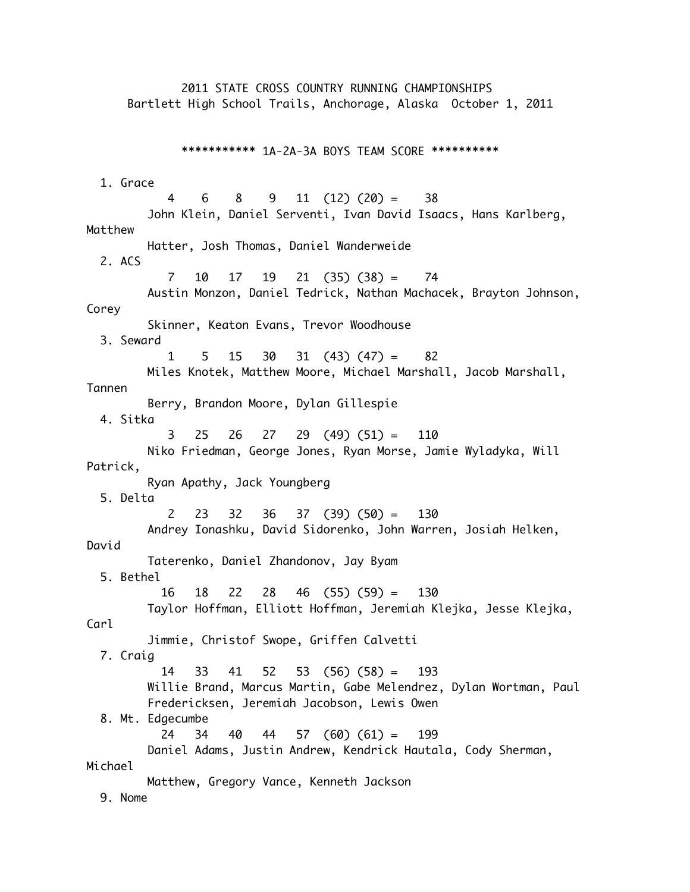2011 STATE CROSS COUNTRY RUNNING CHAMPIONSHIPS
Bartlett High School Trails, Anchorage, Alaska October 1, 2011

*********** 1A-2A-3A BOYS TEAM SCORE **********

```
  1. Grace
           4    6    8    9   11  (12) (20) =    38
        John Klein, Daniel Serventi, Ivan David Isaacs, Hans Karlberg,
Matthew
        Hatter, Josh Thomas, Daniel Wanderweide
  2. ACS
           7   10   17   19   21  (35) (38) =    74
        Austin Monzon, Daniel Tedrick, Nathan Machacek, Brayton Johnson,
Corey
        Skinner, Keaton Evans, Trevor Woodhouse
  3. Seward
           1    5   15   30   31  (43) (47) =    82
        Miles Knotek, Matthew Moore, Michael Marshall, Jacob Marshall,
Tannen
        Berry, Brandon Moore, Dylan Gillespie
  4. Sitka
           3   25   26   27   29  (49) (51) =   110
        Niko Friedman, George Jones, Ryan Morse, Jamie Wyladyka, Will
Patrick,
        Ryan Apathy, Jack Youngberg
  5. Delta
           2   23   32   36   37  (39) (50) =   130
        Andrey Ionashku, David Sidorenko, John Warren, Josiah Helken,
David
        Taterenko, Daniel Zhandonov, Jay Byam
  5. Bethel
          16   18   22   28   46  (55) (59) =   130
        Taylor Hoffman, Elliott Hoffman, Jeremiah Klejka, Jesse Klejka,
Carl
        Jimmie, Christof Swope, Griffen Calvetti
  7. Craig
          14   33   41   52   53  (56) (58) =   193
        Willie Brand, Marcus Martin, Gabe Melendrez, Dylan Wortman, Paul
        Fredericksen, Jeremiah Jacobson, Lewis Owen
  8. Mt. Edgecumbe
          24   34   40   44   57  (60) (61) =   199
        Daniel Adams, Justin Andrew, Kendrick Hautala, Cody Sherman,
Michael
        Matthew, Gregory Vance, Kenneth Jackson
  9. Nome
```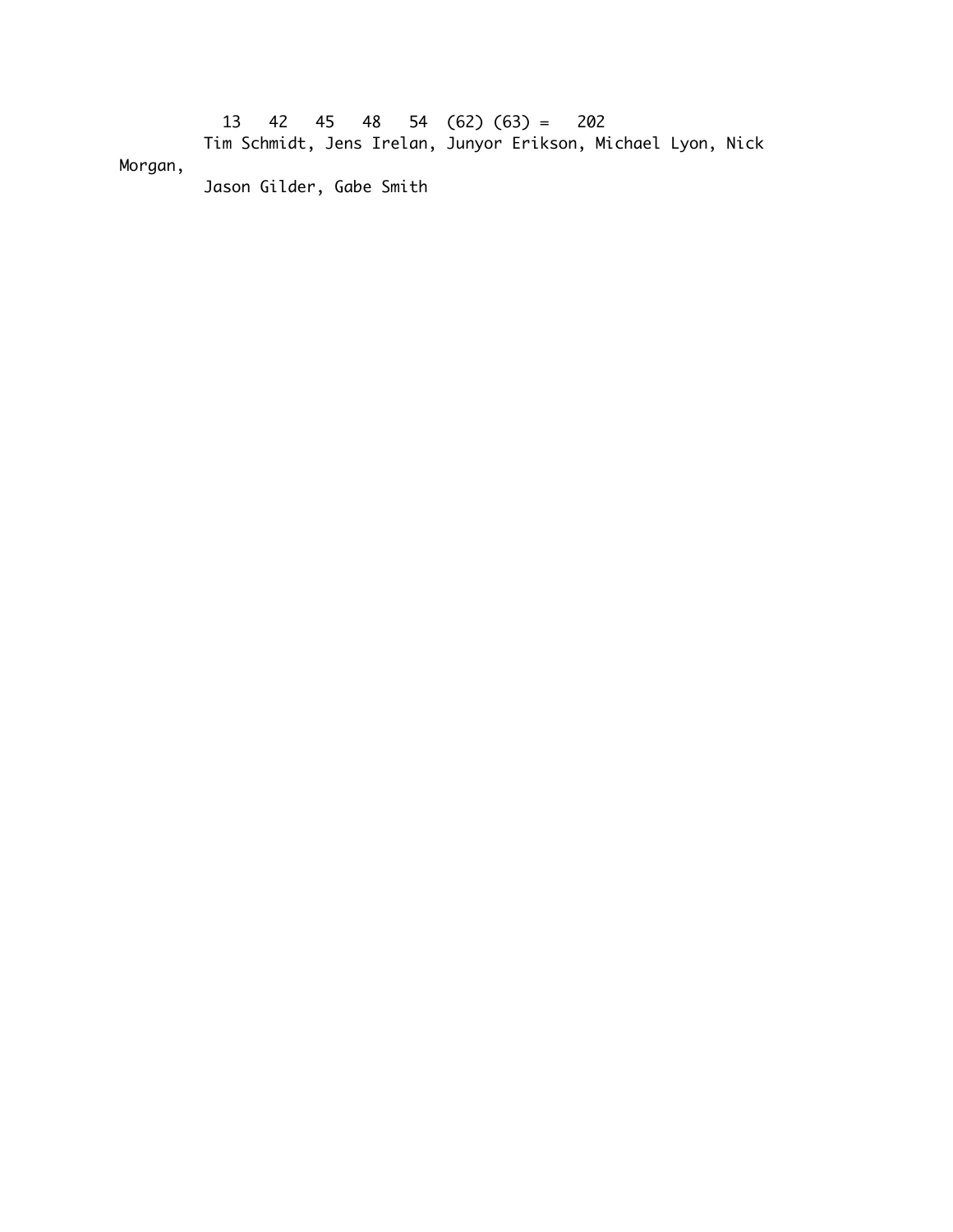13   42   45   48   54  (62) (63) =   202

Tim Schmidt, Jens Irelan, Junyor Erikson, Michael Lyon, Nick Morgan,

Jason Gilder, Gabe Smith